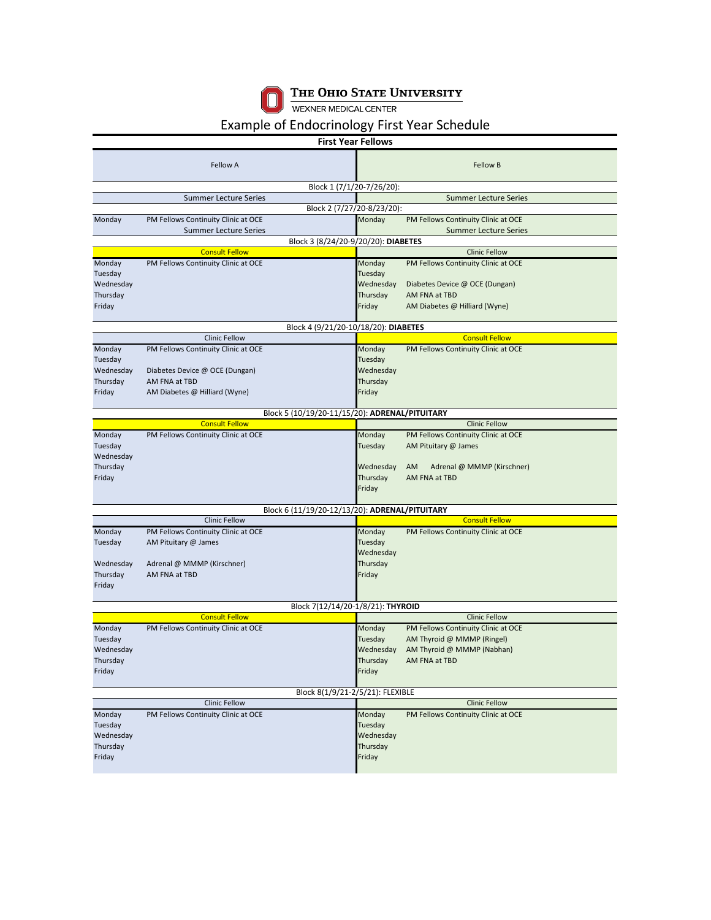THE OHIO STATE UNIVERSITY

WEXNER MEDICAL CENTER

# Example of Endocrinology First Year Schedule

## First Year Fellows

| Fellow A | | Fellow B | |
|---|---|---|---|
| **Block 1 (7/1/20-7/26/20):** | | | |
| Summer Lecture Series | | Summer Lecture Series | |
| **Block 2 (7/27/20-8/23/20):** | | | |
| Monday | PM Fellows Continuity Clinic at OCE | Monday | PM Fellows Continuity Clinic at OCE |
| | Summer Lecture Series | | Summer Lecture Series |
| **Block 3 (8/24/20-9/20/20): DIABETES** | | | |
| Consult Fellow | | Clinic Fellow | |
| Monday | PM Fellows Continuity Clinic at OCE | Monday | PM Fellows Continuity Clinic at OCE |
| Tuesday | | Tuesday | |
| Wednesday | | Wednesday | Diabetes Device @ OCE (Dungan) |
| Thursday | | Thursday | AM FNA at TBD |
| Friday | | Friday | AM Diabetes @ Hilliard (Wyne) |
| **Block 4 (9/21/20-10/18/20): DIABETES** | | | |
| Clinic Fellow | | Consult Fellow | |
| Monday | PM Fellows Continuity Clinic at OCE | Monday | PM Fellows Continuity Clinic at OCE |
| Tuesday | | Tuesday | |
| Wednesday | Diabetes Device @ OCE (Dungan) | Wednesday | |
| Thursday | AM FNA at TBD | Thursday | |
| Friday | AM Diabetes @ Hilliard (Wyne) | Friday | |
| **Block 5 (10/19/20-11/15/20): ADRENAL/PITUITARY** | | | |
| Consult Fellow | | Clinic Fellow | |
| Monday | PM Fellows Continuity Clinic at OCE | Monday | PM Fellows Continuity Clinic at OCE |
| Tuesday | | Tuesday | AM Pituitary @ James |
| Wednesday | | Wednesday | AM Adrenal @ MMMP (Kirschner) |
| Thursday | | Thursday | AM FNA at TBD |
| Friday | | Friday | |
| **Block 6 (11/19/20-12/13/20): ADRENAL/PITUITARY** | | | |
| Clinic Fellow | | Consult Fellow | |
| Monday | PM Fellows Continuity Clinic at OCE | Monday | PM Fellows Continuity Clinic at OCE |
| Tuesday | AM Pituitary @ James | Tuesday | |
| Wednesday | Adrenal @ MMMP (Kirschner) | Wednesday | |
| Thursday | AM FNA at TBD | Thursday | |
| Friday | | Friday | |
| **Block 7(12/14/20-1/8/21): THYROID** | | | |
| Consult Fellow | | Clinic Fellow | |
| Monday | PM Fellows Continuity Clinic at OCE | Monday | PM Fellows Continuity Clinic at OCE |
| Tuesday | | Tuesday | AM Thyroid @ MMMP (Ringel) |
| Wednesday | | Wednesday | AM Thyroid @ MMMP (Nabhan) |
| Thursday | | Thursday | AM FNA at TBD |
| Friday | | Friday | |
| **Block 8(1/9/21-2/5/21): FLEXIBLE** | | | |
| Clinic Fellow | | Clinic Fellow | |
| Monday | PM Fellows Continuity Clinic at OCE | Monday | PM Fellows Continuity Clinic at OCE |
| Tuesday | | Tuesday | |
| Wednesday | | Wednesday | |
| Thursday | | Thursday | |
| Friday | | Friday | |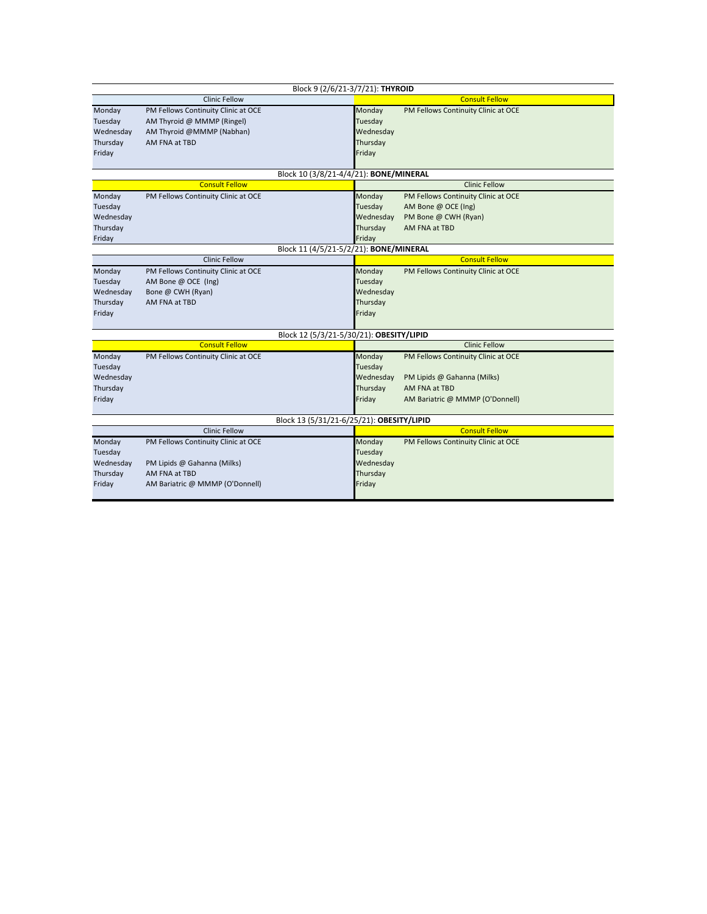## Block 9 (2/6/21-3/7/21): **THYROID**

| Clinic Fellow | | Consult Fellow | |
|---|---|---|---|
| Monday | PM Fellows Continuity Clinic at OCE | Monday | PM Fellows Continuity Clinic at OCE |
| Tuesday | AM Thyroid @ MMMP (Ringel) | Tuesday | |
| Wednesday | AM Thyroid @MMMP (Nabhan) | Wednesday | |
| Thursday | AM FNA at TBD | Thursday | |
| Friday | | Friday | |

## Block 10 (3/8/21-4/4/21): **BONE/MINERAL**

| Consult Fellow | | Clinic Fellow | |
|---|---|---|---|
| Monday | PM Fellows Continuity Clinic at OCE | Monday | PM Fellows Continuity Clinic at OCE |
| Tuesday | | Tuesday | AM Bone @ OCE (Ing) |
| Wednesday | | Wednesday | PM Bone @ CWH (Ryan) |
| Thursday | | Thursday | AM FNA at TBD |
| Friday | | Friday | |

## Block 11 (4/5/21-5/2/21): **BONE/MINERAL**

| Clinic Fellow | | Consult Fellow | |
|---|---|---|---|
| Monday | PM Fellows Continuity Clinic at OCE | Monday | PM Fellows Continuity Clinic at OCE |
| Tuesday | AM Bone @ OCE (Ing) | Tuesday | |
| Wednesday | Bone @ CWH (Ryan) | Wednesday | |
| Thursday | AM FNA at TBD | Thursday | |
| Friday | | Friday | |

## Block 12 (5/3/21-5/30/21): **OBESITY/LIPID**

| Consult Fellow | | Clinic Fellow | |
|---|---|---|---|
| Monday | PM Fellows Continuity Clinic at OCE | Monday | PM Fellows Continuity Clinic at OCE |
| Tuesday | | Tuesday | |
| Wednesday | | Wednesday | PM Lipids @ Gahanna (Milks) |
| Thursday | | Thursday | AM FNA at TBD |
| Friday | | Friday | AM Bariatric @ MMMP (O'Donnell) |

## Block 13 (5/31/21-6/25/21): **OBESITY/LIPID**

| Clinic Fellow | | Consult Fellow | |
|---|---|---|---|
| Monday | PM Fellows Continuity Clinic at OCE | Monday | PM Fellows Continuity Clinic at OCE |
| Tuesday | | Tuesday | |
| Wednesday | PM Lipids @ Gahanna (Milks) | Wednesday | |
| Thursday | AM FNA at TBD | Thursday | |
| Friday | AM Bariatric @ MMMP (O'Donnell) | Friday | |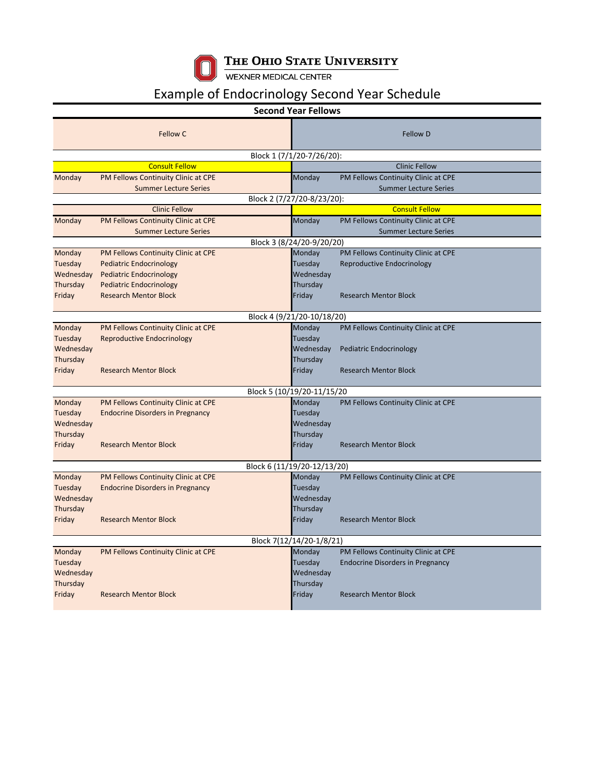The Ohio State University
Wexner Medical Center

# Example of Endocrinology Second Year Schedule

## Second Year Fellows

| Fellow C | | Fellow D | |
|---|---|---|---|
| **Block 1 (7/1/20-7/26/20):** | | | |
| Consult Fellow | | Clinic Fellow | |
| Monday | PM Fellows Continuity Clinic at CPE | Monday | PM Fellows Continuity Clinic at CPE |
| | Summer Lecture Series | | Summer Lecture Series |
| **Block 2 (7/27/20-8/23/20):** | | | |
| Clinic Fellow | | Consult Fellow | |
| Monday | PM Fellows Continuity Clinic at CPE | Monday | PM Fellows Continuity Clinic at CPE |
| | Summer Lecture Series | | Summer Lecture Series |
| **Block 3 (8/24/20-9/20/20)** | | | |
| Monday | PM Fellows Continuity Clinic at CPE | Monday | PM Fellows Continuity Clinic at CPE |
| Tuesday | Pediatric Endocrinology | Tuesday | Reproductive Endocrinology |
| Wednesday | Pediatric Endocrinology | Wednesday | |
| Thursday | Pediatric Endocrinology | Thursday | |
| Friday | Research Mentor Block | Friday | Research Mentor Block |
| **Block 4 (9/21/20-10/18/20)** | | | |
| Monday | PM Fellows Continuity Clinic at CPE | Monday | PM Fellows Continuity Clinic at CPE |
| Tuesday | Reproductive Endocrinology | Tuesday | |
| Wednesday | | Wednesday | Pediatric Endocrinology |
| Thursday | | Thursday | |
| Friday | Research Mentor Block | Friday | Research Mentor Block |
| **Block 5 (10/19/20-11/15/20** | | | |
| Monday | PM Fellows Continuity Clinic at CPE | Monday | PM Fellows Continuity Clinic at CPE |
| Tuesday | Endocrine Disorders in Pregnancy | Tuesday | |
| Wednesday | | Wednesday | |
| Thursday | | Thursday | |
| Friday | Research Mentor Block | Friday | Research Mentor Block |
| **Block 6 (11/19/20-12/13/20)** | | | |
| Monday | PM Fellows Continuity Clinic at CPE | Monday | PM Fellows Continuity Clinic at CPE |
| Tuesday | Endocrine Disorders in Pregnancy | Tuesday | |
| Wednesday | | Wednesday | |
| Thursday | | Thursday | |
| Friday | Research Mentor Block | Friday | Research Mentor Block |
| **Block 7(12/14/20-1/8/21)** | | | |
| Monday | PM Fellows Continuity Clinic at CPE | Monday | PM Fellows Continuity Clinic at CPE |
| Tuesday | | Tuesday | Endocrine Disorders in Pregnancy |
| Wednesday | | Wednesday | |
| Thursday | | Thursday | |
| Friday | Research Mentor Block | Friday | Research Mentor Block |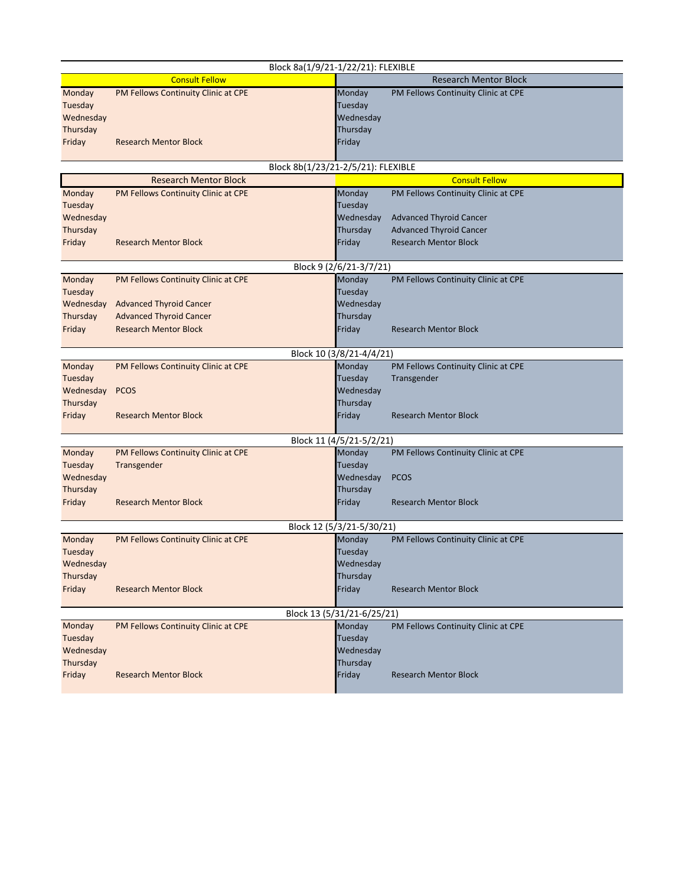| Block 8a(1/9/21-1/22/21): FLEXIBLE | | | |
|---|---|---|---|
| Consult Fellow | | Research Mentor Block | |
| Monday | PM Fellows Continuity Clinic at CPE | Monday | PM Fellows Continuity Clinic at CPE |
| Tuesday | | Tuesday | |
| Wednesday | | Wednesday | |
| Thursday | | Thursday | |
| Friday | Research Mentor Block | Friday | |

| Block 8b(1/23/21-2/5/21): FLEXIBLE | | | |
|---|---|---|---|
| Research Mentor Block | | Consult Fellow | |
| Monday | PM Fellows Continuity Clinic at CPE | Monday | PM Fellows Continuity Clinic at CPE |
| Tuesday | | Tuesday | |
| Wednesday | | Wednesday | Advanced Thyroid Cancer |
| Thursday | | Thursday | Advanced Thyroid Cancer |
| Friday | Research Mentor Block | Friday | Research Mentor Block |

| Block 9 (2/6/21-3/7/21) | | | |
|---|---|---|---|
| Monday | PM Fellows Continuity Clinic at CPE | Monday | PM Fellows Continuity Clinic at CPE |
| Tuesday | | Tuesday | |
| Wednesday | Advanced Thyroid Cancer | Wednesday | |
| Thursday | Advanced Thyroid Cancer | Thursday | |
| Friday | Research Mentor Block | Friday | Research Mentor Block |

| Block 10 (3/8/21-4/4/21) | | | |
|---|---|---|---|
| Monday | PM Fellows Continuity Clinic at CPE | Monday | PM Fellows Continuity Clinic at CPE |
| Tuesday | | Tuesday | Transgender |
| Wednesday | PCOS | Wednesday | |
| Thursday | | Thursday | |
| Friday | Research Mentor Block | Friday | Research Mentor Block |

| Block 11 (4/5/21-5/2/21) | | | |
|---|---|---|---|
| Monday | PM Fellows Continuity Clinic at CPE | Monday | PM Fellows Continuity Clinic at CPE |
| Tuesday | Transgender | Tuesday | |
| Wednesday | | Wednesday | PCOS |
| Thursday | | Thursday | |
| Friday | Research Mentor Block | Friday | Research Mentor Block |

| Block 12 (5/3/21-5/30/21) | | | |
|---|---|---|---|
| Monday | PM Fellows Continuity Clinic at CPE | Monday | PM Fellows Continuity Clinic at CPE |
| Tuesday | | Tuesday | |
| Wednesday | | Wednesday | |
| Thursday | | Thursday | |
| Friday | Research Mentor Block | Friday | Research Mentor Block |

| Block 13 (5/31/21-6/25/21) | | | |
|---|---|---|---|
| Monday | PM Fellows Continuity Clinic at CPE | Monday | PM Fellows Continuity Clinic at CPE |
| Tuesday | | Tuesday | |
| Wednesday | | Wednesday | |
| Thursday | | Thursday | |
| Friday | Research Mentor Block | Friday | Research Mentor Block |